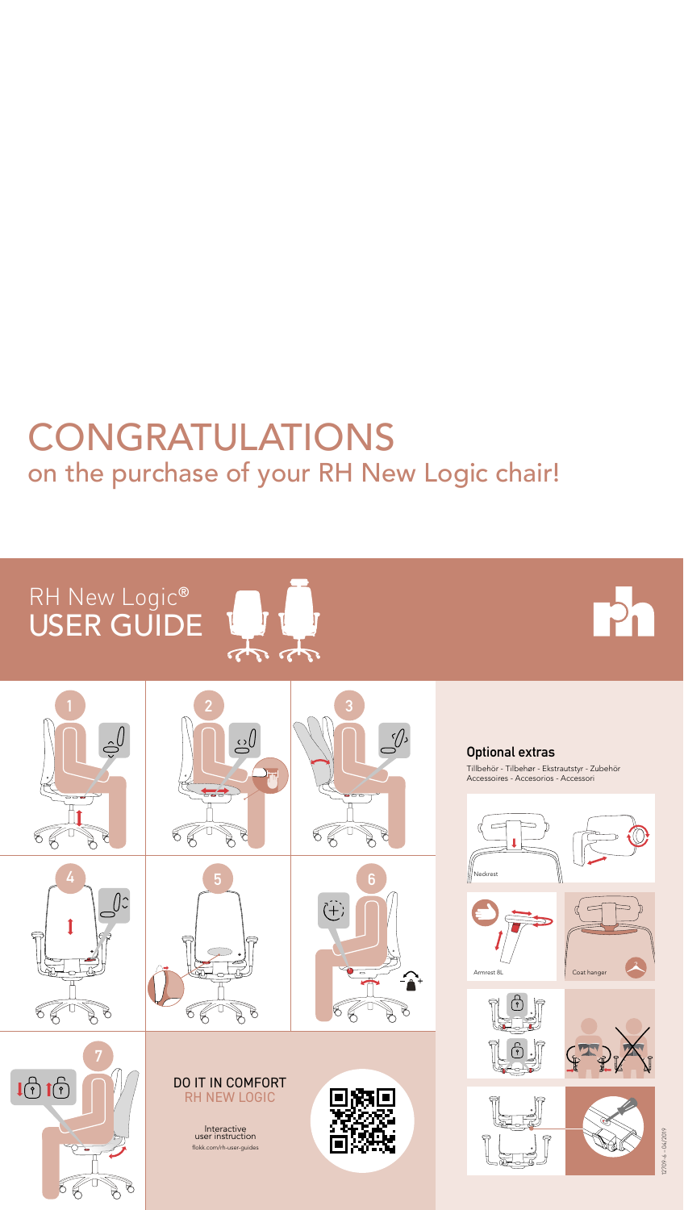# CONGRATULATIONS

## on the purchase of your RH New Logic chair!

RH New Logic®
USER GUIDE

1

2

3

4

5

6

7

DO IT IN COMFORT
RH NEW LOGIC

Interactive user instruction
flokk.com/rh-user-guides

### Optional extras

Tillbehör - Tilbehør - Ekstrautstyr - Zubehör
Accessoires - Accesorios - Accessori

Neckrest

Armrest 8L

Coat hanger

12709-6 - 04/2019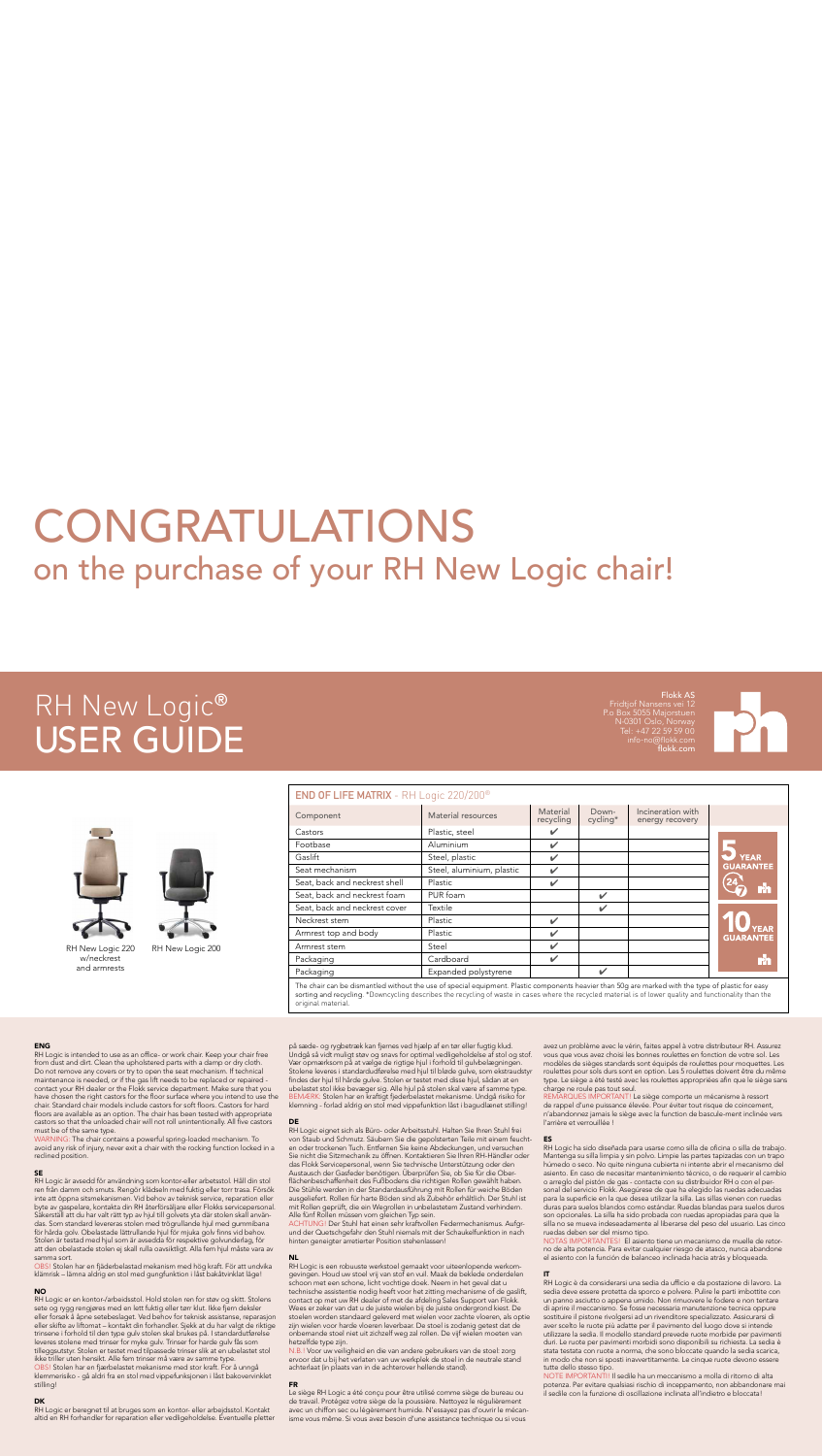# CONGRATULATIONS
## on the purchase of your RH New Logic chair!

# RH New Logic® USER GUIDE

Flokk AS
Fridtjof Nansens vei 12
P.o Box 5055 Majorstuen
N-0301 Oslo, Norway
Tel: +47 22 59 59 00
info-no@flokk.com
flokk.com

RH New Logic 220 w/neckrest and armrests

RH New Logic 200

### END OF LIFE MATRIX - RH Logic 220/200®

| Component | Material resources | Material recycling | Down-cycling* | Incineration with energy recovery |
|---|---|---|---|---|
| Castors | Plastic, steel | ✔ | | |
| Footbase | Aluminium | ✔ | | |
| Gaslift | Steel, plastic | ✔ | | |
| Seat mechanism | Steel, aluminium, plastic | ✔ | | |
| Seat, back and neckrest shell | Plastic | ✔ | | |
| Seat, back and neckrest foam | PUR foam | | ✔ | |
| Seat, back and neckrest cover | Textile | | ✔ | |
| Neckrest stem | Plastic | ✔ | | |
| Armrest top and body | Plastic | ✔ | | |
| Armrest stem | Steel | ✔ | | |
| Packaging | Cardboard | ✔ | | |
| Packaging | Expanded polystyrene | | ✔ | |

5 YEAR GUARANTEE

10 YEAR GUARANTEE

The chair can be dismantled without the use of special equipment. Plastic components heavier than 50g are marked with the type of plastic for easy sorting and recycling. *Downcycling describes the recycling of waste in cases where the recycled material is of lower quality and functionality than the original material.

**ENG**

RH Logic is intended to use as an office- or work chair. Keep your chair free from dust and dirt. Clean the upholstered parts with a damp or dry cloth. Do not remove any covers or try to open the seat mechanism. If technical maintenance is needed, or if the gas lift needs to be replaced or repaired - contact your RH dealer or the Flokk service department. Make sure that you have chosen the right castors for the floor surface where you intend to use the chair. Standard chair models include castors for soft floors. Castors for hard floors are available as an option. The chair has been tested with appropriate castors so that the unloaded chair will not roll unintentionally. All five castors must be of the same type.

WARNING: The chair contains a powerful spring-loaded mechanism. To avoid any risk of injury, never exit a chair with the rocking function locked in a reclined position.

**SE**

RH Logic är avsedd för användning som kontors-eller arbetsstol. Håll din stol ren från damm och smuts. Rengör klädseln med fuktig eller torr trasa. Försök inte att öppna sitsmekanismen. Vid behov av teknisk service, reparation eller byte av gaspelare, kontakta din RH återförsäljare eller Flokks servicepersonal. Säkerställ att du har valt rätt typ av hjul till golvets yta där stolen skall användas. Som standard levereras stolen med trögrullande hjul med gummibana för hårda golv. Obelastade lättrullande hjul för mjuka golv finns vid behov. Stolen är testad med hjul som är avsedda för respektive golvunderlag, för att den obelastade stolen ej skall rulla oavsiktligt. Alla fem hjul måste vara av samma sort.

OBS! Stolen har en fjäderbelastad mekanism med hög kraft. För att undvika klämrisk – lämna aldrig en stol med gungfunktion i låst bakåtvinklat läge!

**NO**

RH Logic er en kontor-/arbeidsstol. Hold stolen ren for støv og skitt. Stolens sete og rygg rengjøres med en lett fuktig eller tørr klut. Ikke fjern deksler eller forsøk å åpne setebeslaget. Ved behov for teknisk assistanse, reparasjon eller skifte av liftomat – kontakt din forhandler. Sjekk at du har valgt de riktige trinsene i forhold til den type gulv stolen skal brukes på. I standardutførelse leveres stolene med trinser for myke gulv. Trinser for harde gulv fås som tilleggsutstyr. Stolen er testet med tilpassede trinser slik at en ubelastet stol ikke triller uten hensikt. Alle fem trinser må være av samme type.

OBS! Stolen har en fjærbelastet mekanisme med stor kraft. For å unngå klemmerisko - gå aldri fra en stol med vippefunksjonen i låst bakovervinklet stilling!

**DK**

RH Logic er beregnet til at bruges som en kontor- eller arbejdsstol. Kontakt altid en RH forhandler for reparation eller vedligeholdelse. Eventuelle pletter på sæde- og rygbetræk kan fjernes ved hjælp af en tør eller fugtig klud. Undgå så vidt muligt støv og snavs for optimal vedligeholdelse af stol og stof. Vær opmærksom på at vælge de rigtige hjul i forhold til gulvbelægningen. Stolene leveres i standardudførelse med hjul til bløde gulve, som ekstraudstyr findes der hjul til hårde gulve. Stolen er testet med disse hjul, sådan at en ubelastet stol ikke bevæger sig. Alle hjul på stolen skal være af samme type.

BEMÆRK: Stolen har en kraftigt fjederbelastet mekanisme. Undgå risiko for klemning - forlad aldrig en stol med vippefunktion låst i bagudlænet stilling!

**DE**

RH Logic eignet sich als Büro- oder Arbeitsstuhl. Halten Sie Ihren Stuhl frei von Staub und Schmutz. Säubern Sie die gepolsterten Teile mit einem feuchten oder trockenen Tuch. Entfernen Sie keine Abdeckungen, und versuchen Sie nicht die Sitzmechanik zu öffnen. Kontaktieren Sie Ihren RH-Händler oder das Flokk Servicepersonal, wenn Sie technische Unterstützung oder den Austausch der Gasfeder benötigen. Überprüfen Sie, ob Sie für die Oberflächenbeschaffenheit des Fußbodens die richtigen Rollen gewählt haben. Die Stühle werden in der Standardausführung mit Rollen für weiche Böden ausgeliefert. Rollen für harte Böden sind als Zubehör erhältlich. Der Stuhl ist mit Rollen geprüft, die ein Wegrollen in unbelastetem Zustand verhindern. Alle fünf Rollen müssen vom gleichen Typ sein.

ACHTUNG! Der Stuhl hat einen sehr kraftvollen Federmechanismus. Aufgrund der Quetschgefahr den Stuhl niemals mit der Schaukelfunktion in nach hinten geneigter arretierter Position stehenlassen!

**NL**

RH Logic is een robuuste werkstoel gemaakt voor uiteenlopende werkomgevingen. Houd uw stoel vrij van stof en vuil. Maak de beklede onderdelen schoon met een schone, licht vochtige doek. Neem in het geval dat u technische assistentie nodig heeft voor het zitting mechanisme of de gaslift, contact op met uw RH dealer of met de afdeling Sales Support van Flokk. Wees er zeker van dat u de juiste wielen bij de juiste ondergrond kiest. De stoelen worden standaard geleverd met wielen voor zachte vloeren, als optie zijn wielen voor harde vloeren leverbaar. De stoel is zodanig getest dat de onbemande stoel niet uit zichzelf weg zal rollen. De vijf wielen moeten van hetzelfde type zijn.

N.B.! Voor uw veiligheid en die van andere gebruikers van de stoel: zorg ervoor dat u bij het verlaten van uw werkplek de stoel in de neutrale stand achterlaat (in plaats van in de achterover hellende stand).

**FR**

Le siège RH Logic a été conçu pour être utilisé comme siège de bureau ou de travail. Protégez votre siège de la poussière. Nettoyez le régulièrement avec un chiffon sec ou légèrement humide. N'essayez pas d'ouvrir le mécanisme vous même. Si vous avez besoin d'une assistance technique ou si vous avez un problème avec le vérin, faites appel à votre distributeur RH. Assurez vous que vous avez choisi les bonnes roulettes en fonction de votre sol. Les modèles de sièges standards sont équipés de roulettes pour moquettes. Les roulettes pour sols durs sont en option. Les 5 roulettes doivent être du même type. Le siège a été testé avec les roulettes appropriées afin que le siège sans charge ne roule pas tout seul.

REMARQUES IMPORTANT! Le siège comporte un mécanisme à ressort de rappel d'une puissance élevée. Pour éviter tout risque de coincement, n'abandonnez jamais le siège avec la fonction de bascule-ment inclinée vers l'arrière et verrouillée !

**ES**

RH Logic ha sido diseñada para usarse como silla de oficina o silla de trabajo. Mantenga su silla limpia y sin polvo. Limpie las partes tapizadas con un trapo húmedo o seco. No quite ninguna cubierta ni intente abrir el mecanismo del asiento. En caso de necesitar mantenimiento técnico, o de requerir el cambio o arreglo del pistón de gas - contacte con su distribuidor RH o con el personal del servicio Flokk. Asegúrese de que ha elegido las ruedas adecuadas para la superficie en la que desea utilizar la silla. Las sillas vienen con ruedas duras para suelos blandos como estándar. Ruedas blandas para suelos duros son opcionales. La silla ha sido probada con ruedas apropiadas para que la silla no se mueva indeseadamente al liberarse del peso del usuario. Las cinco ruedas deben ser del mismo tipo.

NOTAS IMPORTANTES! El asiento tiene un mecanismo de muelle de retorno de alta potencia. Para evitar cualquier riesgo de atasco, nunca abandone el asiento con la función de balanceo inclinada hacia atrás y bloqueada.

**IT**

RH Logic è da considerarsi una sedia da ufficio e da postazione di lavoro. La sedia deve essere protetta da sporco e polvere. Pulire le parti imbottite con un panno asciutto o appena umido. Non rimuovere le fodere e non tentare di aprire il meccanismo. Se fosse necessaria manutenzione tecnica oppure sostituire il pistone rivolgersi ad un rivenditore specializzato. Assicurarsi di aver scelto le ruote più adatte per il pavimento del luogo dove si intende utilizzare la sedia. Il modello standard prevede ruote morbide per pavimenti duri. Le ruote per pavimenti morbidi sono disponibili su richiesta. La sedia è stata testata con ruote a norma, che sono bloccate quando la sedia scarica, in modo che non si sposti inavvertitamente. Le cinque ruote devono essere tutte dello stesso tipo.

NOTE IMPORTANTI! Il sedile ha un meccanismo a molla di ritorno di alta potenza. Per evitare qualsiasi rischio di inceppamento, non abbandonare mai il sedile con la funzione di oscillazione inclinata all'indietro e bloccata!